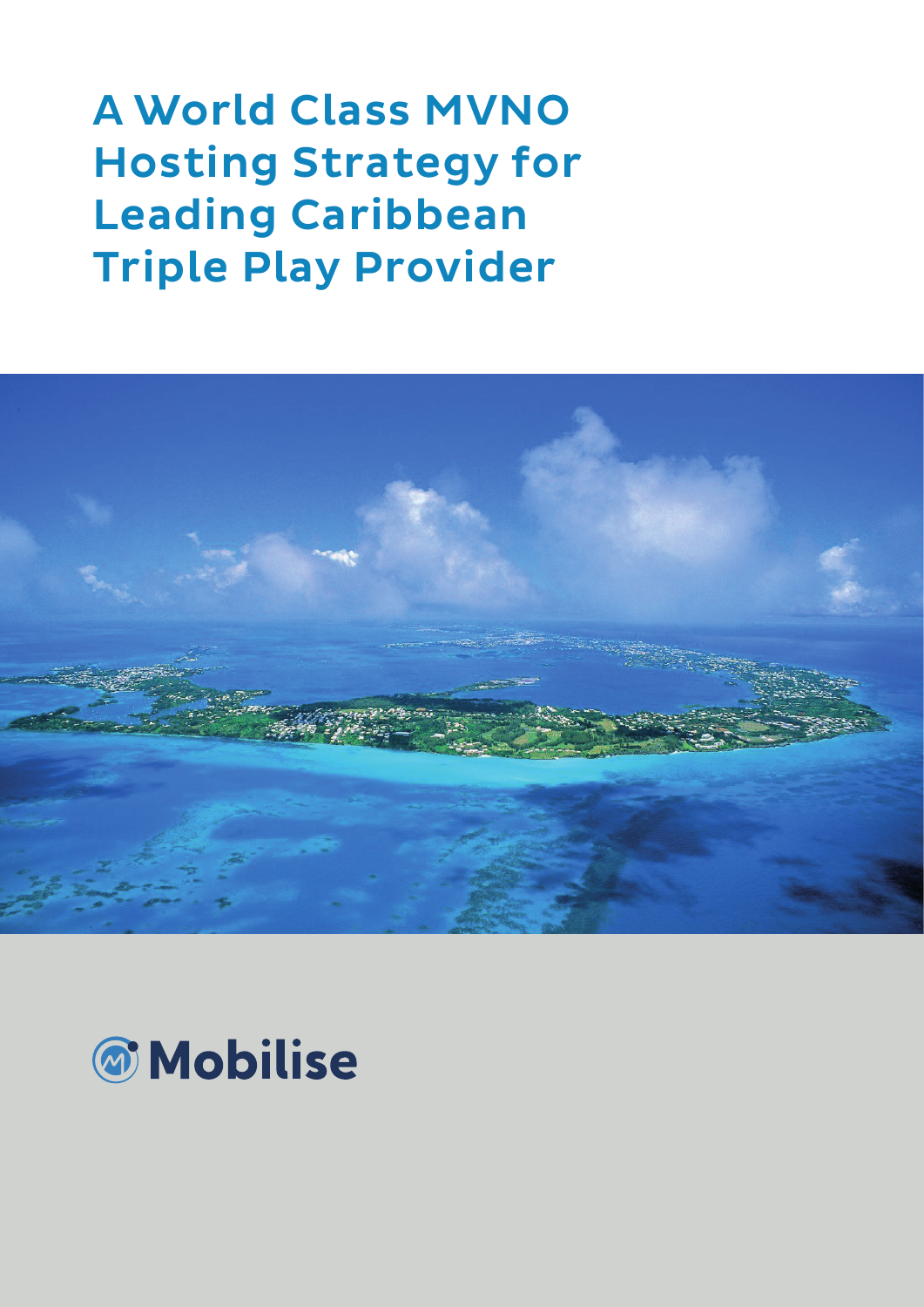# A World Class MVNO Hosting Strategy for Leading Caribbean Triple Play Provider

Mobilise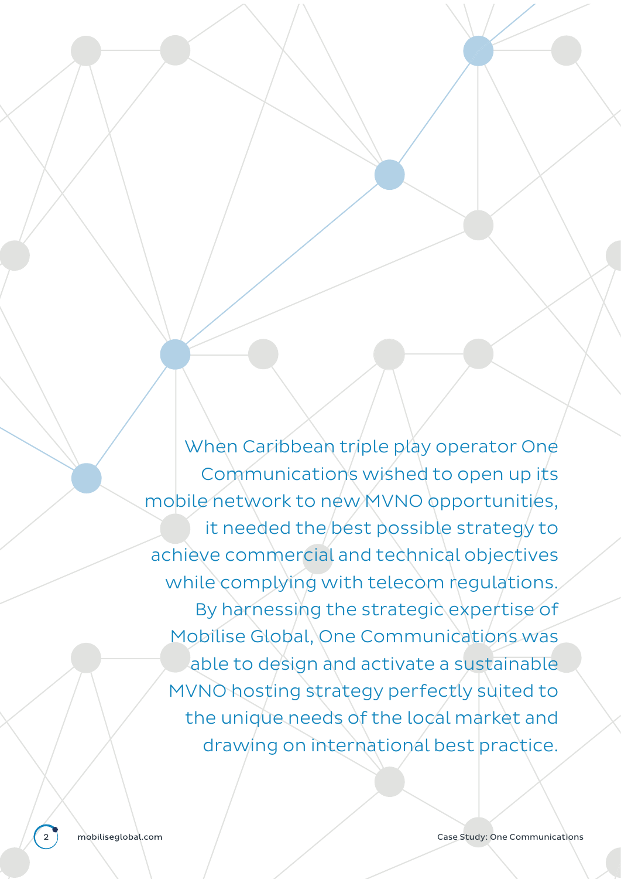When Caribbean triple play operator One Communications wished to open up its mobile network to new MVNO opportunities, it needed the best possible strategy to achieve commercial and technical objectives while complying with telecom regulations. By harnessing the strategic expertise of Mobilise Global, One Communications was able to design and activate a sustainable MVNO hosting strategy perfectly suited to the unique needs of the local market and drawing on international best practice.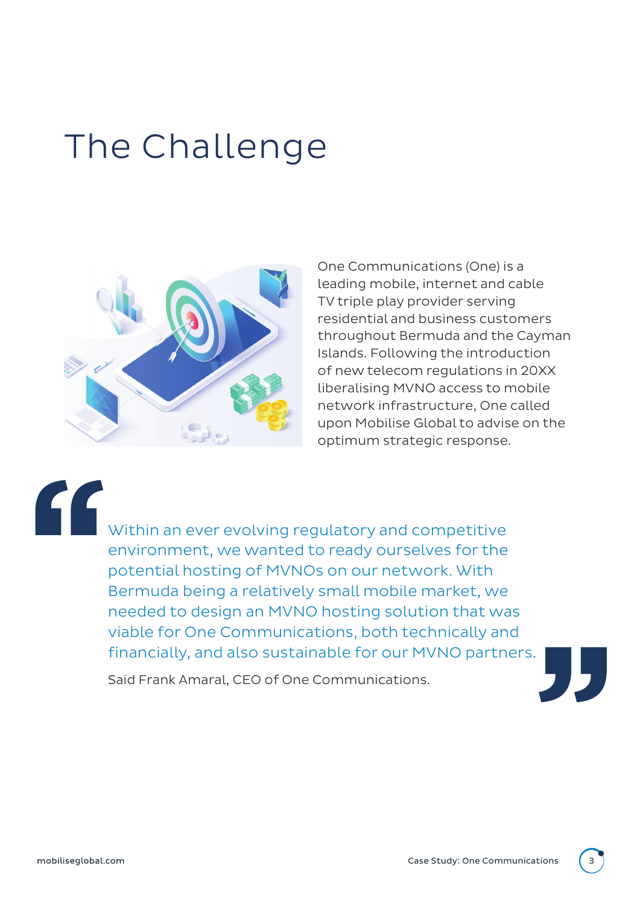# The Challenge

One Communications (One) is a leading mobile, internet and cable TV triple play provider serving residential and business customers throughout Bermuda and the Cayman Islands. Following the introduction of new telecom regulations in 20XX liberalising MVNO access to mobile network infrastructure, One called upon Mobilise Global to advise on the optimum strategic response.

> Within an ever evolving regulatory and competitive environment, we wanted to ready ourselves for the potential hosting of MVNOs on our network. With Bermuda being a relatively small mobile market, we needed to design an MVNO hosting solution that was viable for One Communications, both technically and financially, and also sustainable for our MVNO partners.

Said Frank Amaral, CEO of One Communications.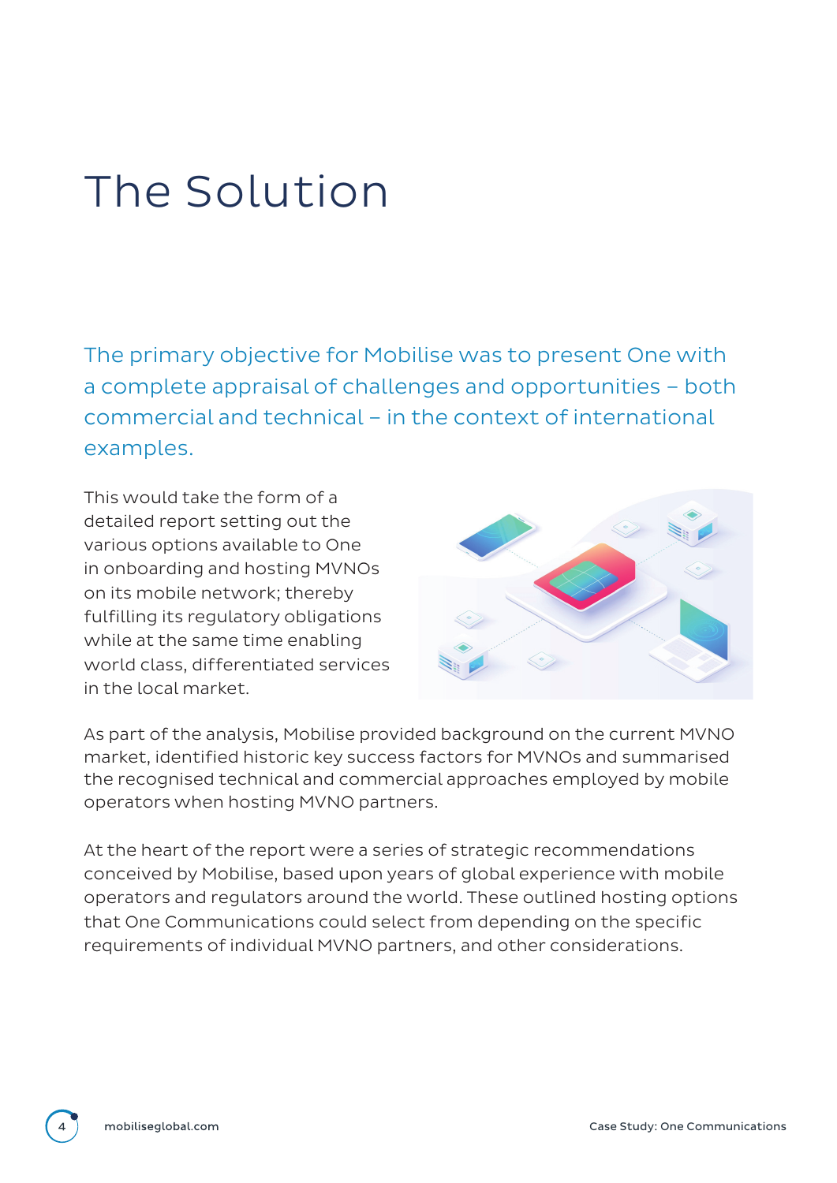# The Solution

The primary objective for Mobilise was to present One with a complete appraisal of challenges and opportunities – both commercial and technical – in the context of international examples.

This would take the form of a detailed report setting out the various options available to One in onboarding and hosting MVNOs on its mobile network; thereby fulfilling its regulatory obligations while at the same time enabling world class, differentiated services in the local market.

As part of the analysis, Mobilise provided background on the current MVNO market, identified historic key success factors for MVNOs and summarised the recognised technical and commercial approaches employed by mobile operators when hosting MVNO partners.

At the heart of the report were a series of strategic recommendations conceived by Mobilise, based upon years of global experience with mobile operators and regulators around the world. These outlined hosting options that One Communications could select from depending on the specific requirements of individual MVNO partners, and other considerations.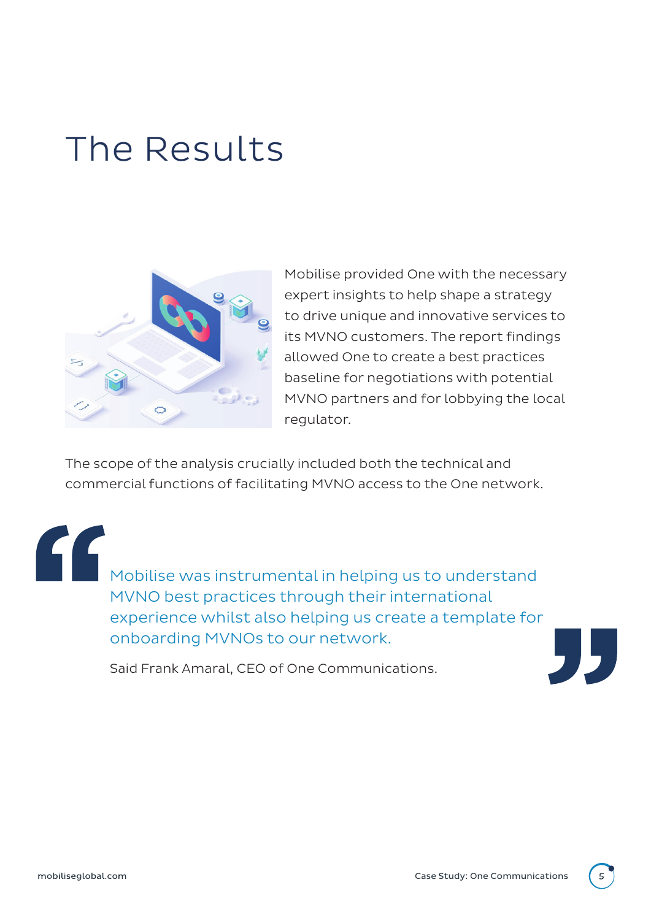# The Results

Mobilise provided One with the necessary expert insights to help shape a strategy to drive unique and innovative services to its MVNO customers. The report findings allowed One to create a best practices baseline for negotiations with potential MVNO partners and for lobbying the local regulator.

The scope of the analysis crucially included both the technical and commercial functions of facilitating MVNO access to the One network.

> Mobilise was instrumental in helping us to understand MVNO best practices through their international experience whilst also helping us create a template for onboarding MVNOs to our network.
>
> Said Frank Amaral, CEO of One Communications.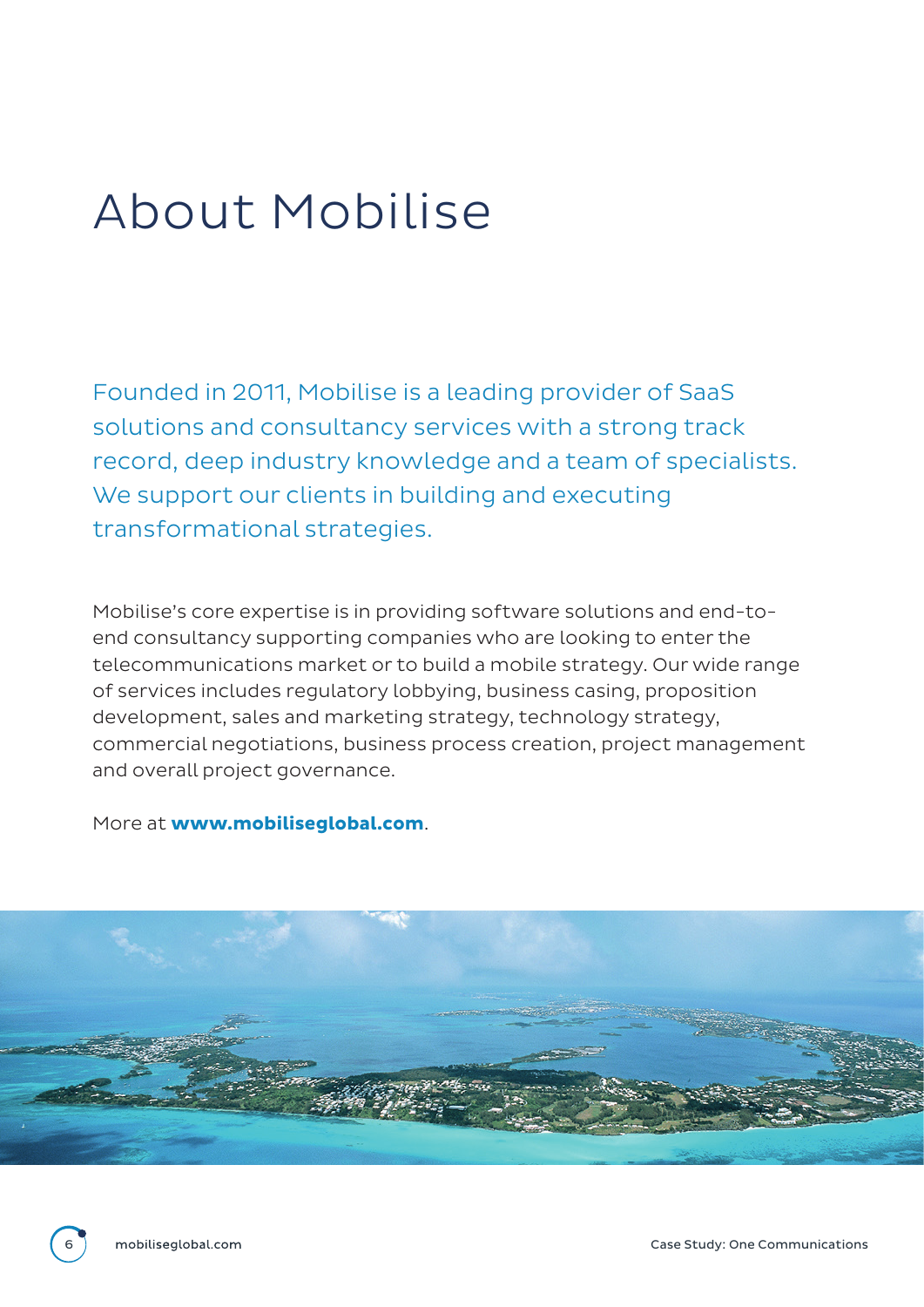# About Mobilise

Founded in 2011, Mobilise is a leading provider of SaaS solutions and consultancy services with a strong track record, deep industry knowledge and a team of specialists. We support our clients in building and executing transformational strategies.

Mobilise's core expertise is in providing software solutions and end-to-end consultancy supporting companies who are looking to enter the telecommunications market or to build a mobile strategy. Our wide range of services includes regulatory lobbying, business casing, proposition development, sales and marketing strategy, technology strategy, commercial negotiations, business process creation, project management and overall project governance.

More at **www.mobiliseglobal.com**.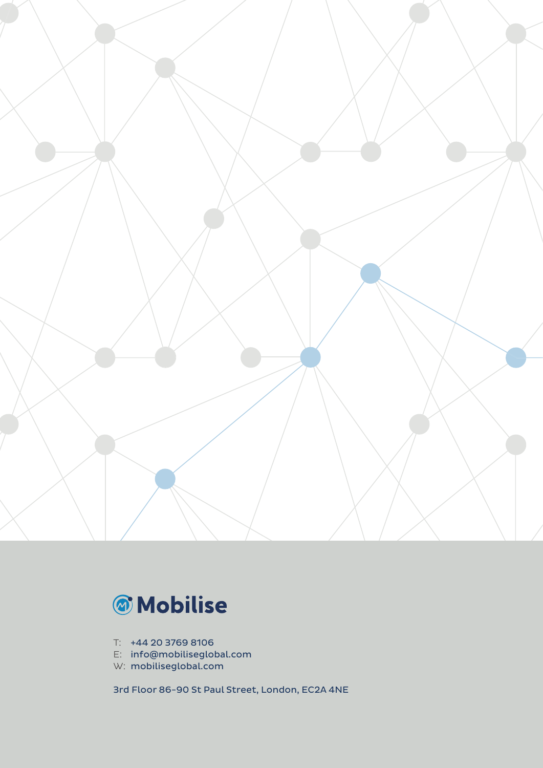Mobilise

T: +44 20 3769 8106
E: info@mobiliseglobal.com
W: mobiliseglobal.com

3rd Floor 86-90 St Paul Street, London, EC2A 4NE